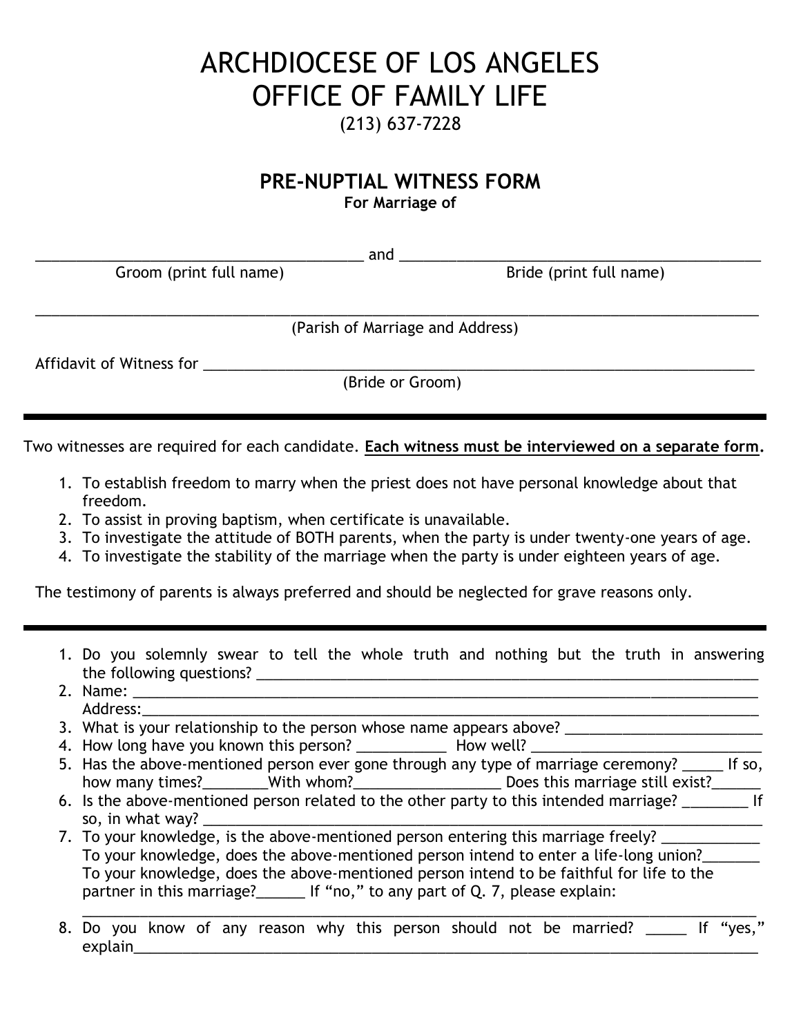# ARCHDIOCESE OF LOS ANGELES
# OFFICE OF FAMILY LIFE

(213) 637-7228

## PRE-NUPTIAL WITNESS FORM

**For Marriage of**

_______________________________________ and _______________________________________
Groom (print full name) Bride (print full name)

_____________________________________________________________________________________
(Parish of Marriage and Address)

Affidavit of Witness for _____________________________________________________________
(Bride or Groom)

---

Two witnesses are required for each candidate. **Each witness must be interviewed on a separate form.**

1. To establish freedom to marry when the priest does not have personal knowledge about that freedom.
2. To assist in proving baptism, when certificate is unavailable.
3. To investigate the attitude of BOTH parents, when the party is under twenty-one years of age.
4. To investigate the stability of the marriage when the party is under eighteen years of age.

The testimony of parents is always preferred and should be neglected for grave reasons only.

---

1. Do you solemnly swear to tell the whole truth and nothing but the truth in answering the following questions? _______________________________________________________________
2. Name: ____________________________________________________________________________
   Address:__________________________________________________________________________
3. What is your relationship to the person whose name appears above? _________________________
4. How long have you known this person? ___________ How well? _____________________________
5. Has the above-mentioned person ever gone through any type of marriage ceremony? _____ If so, how many times?________With whom?__________________ Does this marriage still exist?______
6. Is the above-mentioned person related to the other party to this intended marriage? ________ If so, in what way? _________________________________________________________________
7. To your knowledge, is the above-mentioned person entering this marriage freely? ____________
   To your knowledge, does the above-mentioned person intend to enter a life-long union?_______
   To your knowledge, does the above-mentioned person intend to be faithful for life to the partner in this marriage?______ If "no," to any part of Q. 7, please explain:
   _________________________________________________________________________________
8. Do you know of any reason why this person should not be married? _____ If "yes," explain______________________________________________________________________________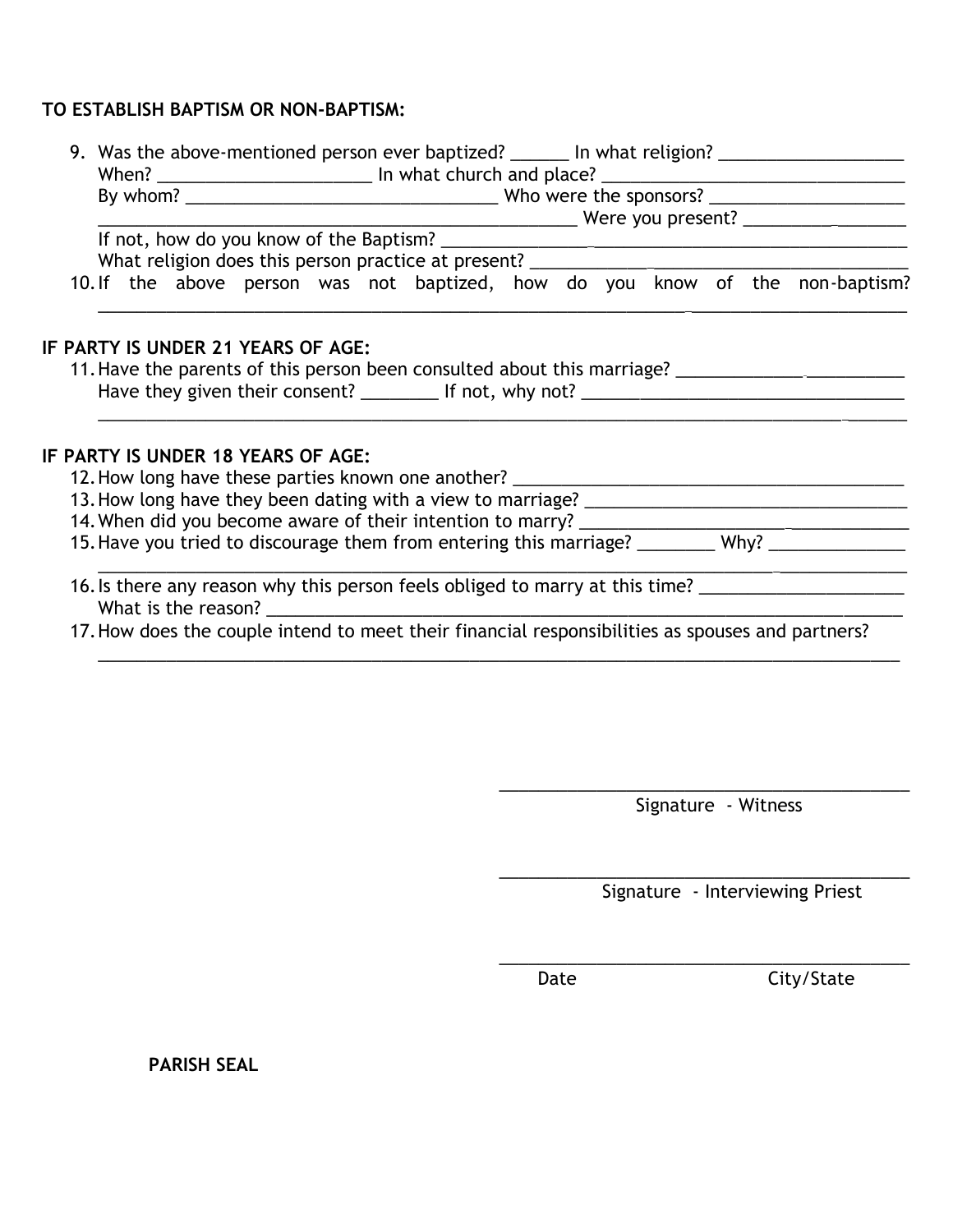**TO ESTABLISH BAPTISM OR NON-BAPTISM:**

9. Was the above-mentioned person ever baptized? ______ In what religion? ___________________
   When? ______________________ In what church and place? ________________________________
   By whom? ________________________________ Who were the sponsors? ____________________
   __________________________________________________ Were you present? _________________
   If not, how do you know of the Baptism? __________________________________________________
   What religion does this person practice at present? ________________________________________
10. If the above person was not baptized, how do you know of the non-baptism?
    ____________________________________________________________________________________

**IF PARTY IS UNDER 21 YEARS OF AGE:**

11. Have the parents of this person been consulted about this marriage? ________________________
    Have they given their consent? ________ If not, why not? _________________________________
    ____________________________________________________________________________________

**IF PARTY IS UNDER 18 YEARS OF AGE:**

12. How long have these parties known one another? __________________________________________
13. How long have they been dating with a view to marriage? __________________________________
14. When did you become aware of their intention to marry? ___________________________________
15. Have you tried to discourage them from entering this marriage? ________ Why? ______________
    ____________________________________________________________________________________
16. Is there any reason why this person feels obliged to marry at this time? _____________________
    What is the reason? ___________________________________________________________________
17. How does the couple intend to meet their financial responsibilities as spouses and partners?
    ____________________________________________________________________________________

__________________________________________
Signature - Witness

__________________________________________
Signature - Interviewing Priest

__________________________________________
Date City/State

**PARISH SEAL**